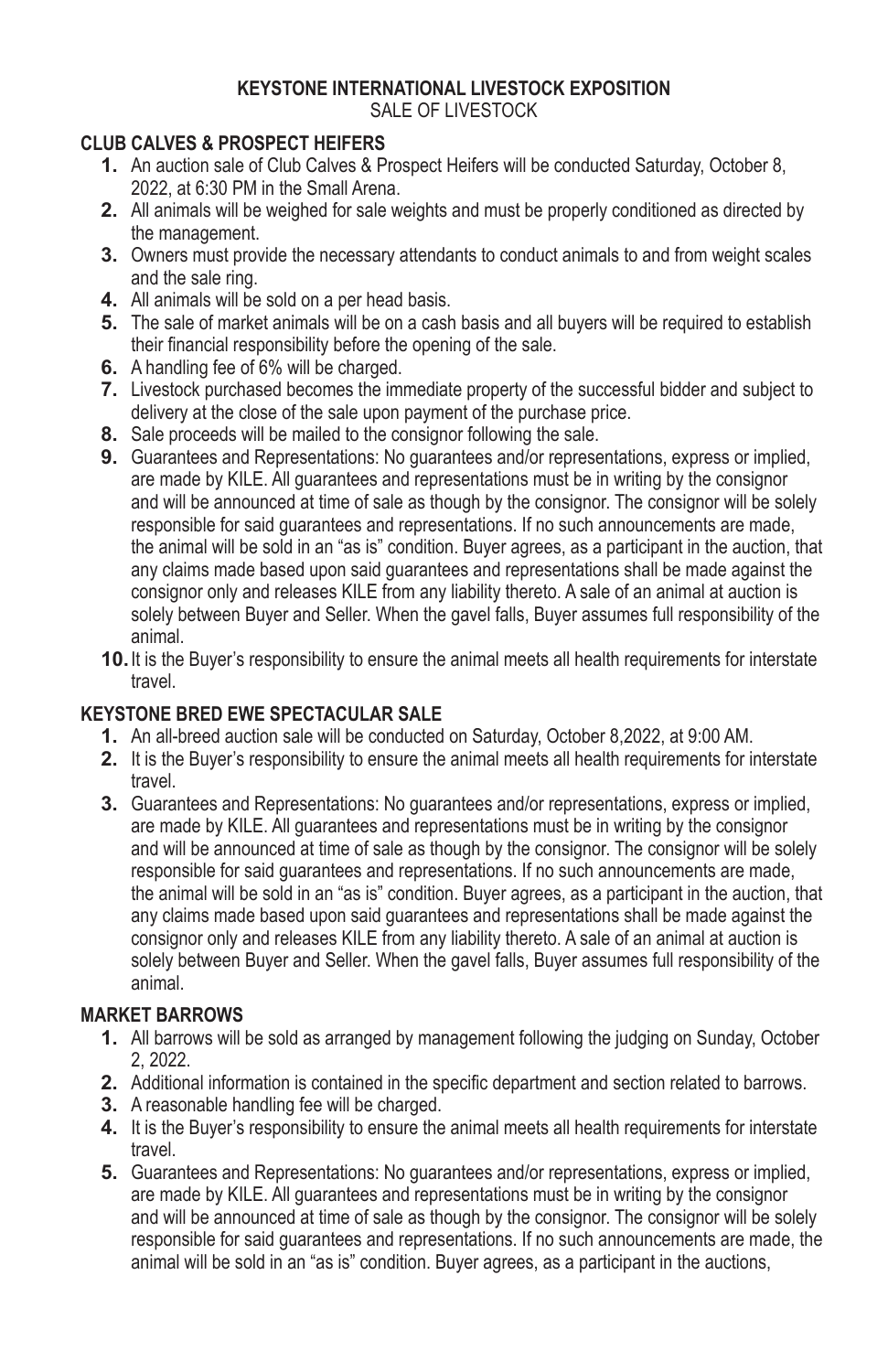# KEYSTONE INTERNATIONAL LIVESTOCK EXPOSITION

SALE OF LIVESTOCK

## CLUB CALVES & PROSPECT HEIFERS

1. An auction sale of Club Calves & Prospect Heifers will be conducted Saturday, October 8, 2022, at 6:30 PM in the Small Arena.
2. All animals will be weighed for sale weights and must be properly conditioned as directed by the management.
3. Owners must provide the necessary attendants to conduct animals to and from weight scales and the sale ring.
4. All animals will be sold on a per head basis.
5. The sale of market animals will be on a cash basis and all buyers will be required to establish their financial responsibility before the opening of the sale.
6. A handling fee of 6% will be charged.
7. Livestock purchased becomes the immediate property of the successful bidder and subject to delivery at the close of the sale upon payment of the purchase price.
8. Sale proceeds will be mailed to the consignor following the sale.
9. Guarantees and Representations: No guarantees and/or representations, express or implied, are made by KILE. All guarantees and representations must be in writing by the consignor and will be announced at time of sale as though by the consignor. The consignor will be solely responsible for said guarantees and representations. If no such announcements are made, the animal will be sold in an "as is" condition. Buyer agrees, as a participant in the auction, that any claims made based upon said guarantees and representations shall be made against the consignor only and releases KILE from any liability thereto. A sale of an animal at auction is solely between Buyer and Seller. When the gavel falls, Buyer assumes full responsibility of the animal.
10. It is the Buyer's responsibility to ensure the animal meets all health requirements for interstate travel.

## KEYSTONE BRED EWE SPECTACULAR SALE

1. An all-breed auction sale will be conducted on Saturday, October 8,2022, at 9:00 AM.
2. It is the Buyer's responsibility to ensure the animal meets all health requirements for interstate travel.
3. Guarantees and Representations: No guarantees and/or representations, express or implied, are made by KILE. All guarantees and representations must be in writing by the consignor and will be announced at time of sale as though by the consignor. The consignor will be solely responsible for said guarantees and representations. If no such announcements are made, the animal will be sold in an "as is" condition. Buyer agrees, as a participant in the auction, that any claims made based upon said guarantees and representations shall be made against the consignor only and releases KILE from any liability thereto. A sale of an animal at auction is solely between Buyer and Seller. When the gavel falls, Buyer assumes full responsibility of the animal.

## MARKET BARROWS

1. All barrows will be sold as arranged by management following the judging on Sunday, October 2, 2022.
2. Additional information is contained in the specific department and section related to barrows.
3. A reasonable handling fee will be charged.
4. It is the Buyer's responsibility to ensure the animal meets all health requirements for interstate travel.
5. Guarantees and Representations: No guarantees and/or representations, express or implied, are made by KILE. All guarantees and representations must be in writing by the consignor and will be announced at time of sale as though by the consignor. The consignor will be solely responsible for said guarantees and representations. If no such announcements are made, the animal will be sold in an "as is" condition. Buyer agrees, as a participant in the auctions,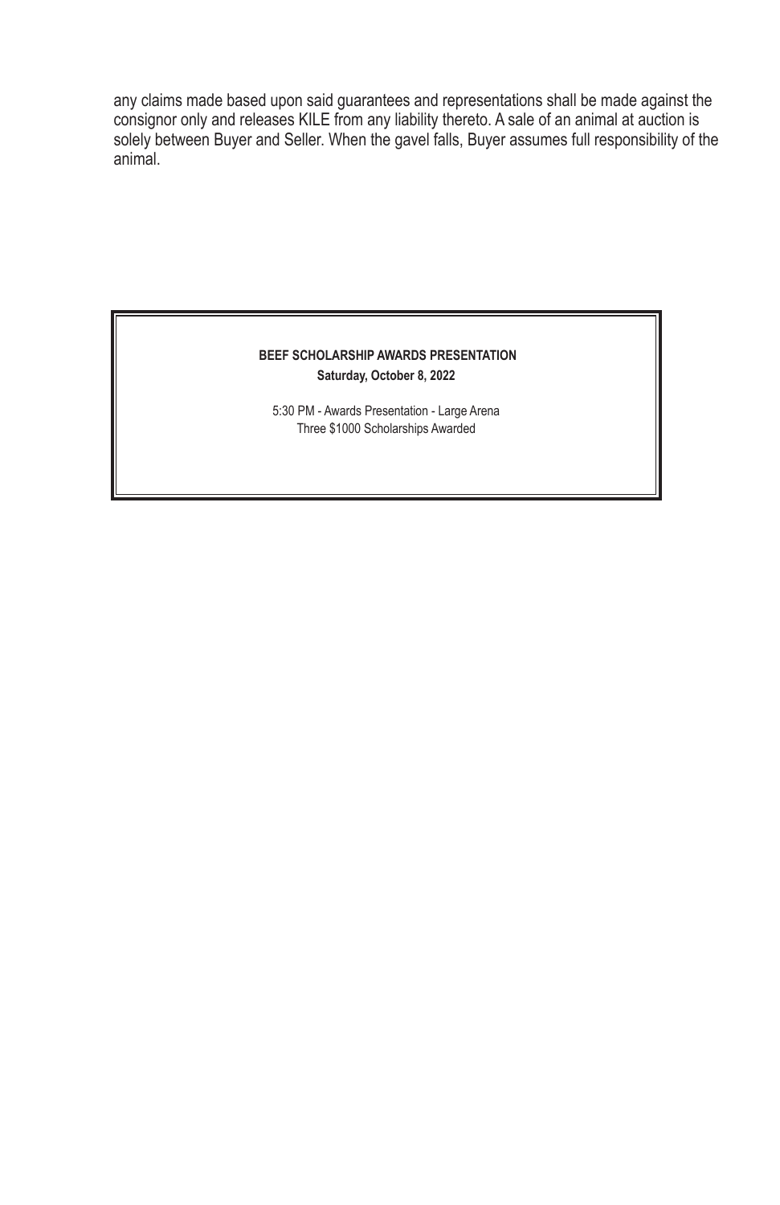any claims made based upon said guarantees and representations shall be made against the consignor only and releases KILE from any liability thereto. A sale of an animal at auction is solely between Buyer and Seller. When the gavel falls, Buyer assumes full responsibility of the animal.

**BEEF SCHOLARSHIP AWARDS PRESENTATION**

**Saturday, October 8, 2022**

5:30 PM - Awards Presentation - Large Arena

Three $1000 Scholarships Awarded